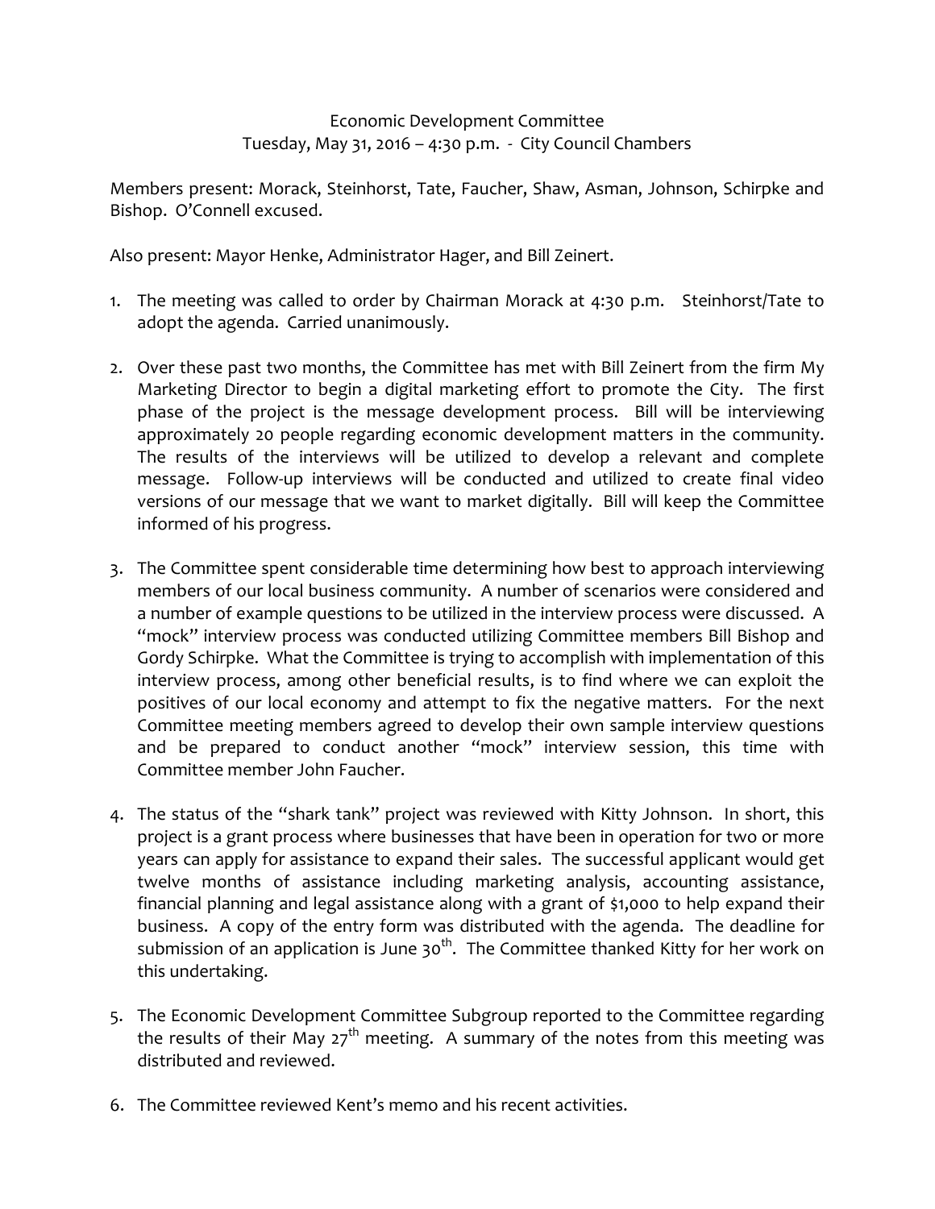Economic Development Committee
Tuesday, May 31, 2016 – 4:30 p.m. - City Council Chambers

Members present: Morack, Steinhorst, Tate, Faucher, Shaw, Asman, Johnson, Schirpke and Bishop. O'Connell excused.

Also present: Mayor Henke, Administrator Hager, and Bill Zeinert.

1. The meeting was called to order by Chairman Morack at 4:30 p.m. Steinhorst/Tate to adopt the agenda. Carried unanimously.

2. Over these past two months, the Committee has met with Bill Zeinert from the firm My Marketing Director to begin a digital marketing effort to promote the City. The first phase of the project is the message development process. Bill will be interviewing approximately 20 people regarding economic development matters in the community. The results of the interviews will be utilized to develop a relevant and complete message. Follow-up interviews will be conducted and utilized to create final video versions of our message that we want to market digitally. Bill will keep the Committee informed of his progress.

3. The Committee spent considerable time determining how best to approach interviewing members of our local business community. A number of scenarios were considered and a number of example questions to be utilized in the interview process were discussed. A "mock" interview process was conducted utilizing Committee members Bill Bishop and Gordy Schirpke. What the Committee is trying to accomplish with implementation of this interview process, among other beneficial results, is to find where we can exploit the positives of our local economy and attempt to fix the negative matters. For the next Committee meeting members agreed to develop their own sample interview questions and be prepared to conduct another "mock" interview session, this time with Committee member John Faucher.

4. The status of the "shark tank" project was reviewed with Kitty Johnson. In short, this project is a grant process where businesses that have been in operation for two or more years can apply for assistance to expand their sales. The successful applicant would get twelve months of assistance including marketing analysis, accounting assistance, financial planning and legal assistance along with a grant of $1,000 to help expand their business. A copy of the entry form was distributed with the agenda. The deadline for submission of an application is June 30th. The Committee thanked Kitty for her work on this undertaking.

5. The Economic Development Committee Subgroup reported to the Committee regarding the results of their May 27th meeting. A summary of the notes from this meeting was distributed and reviewed.

6. The Committee reviewed Kent's memo and his recent activities.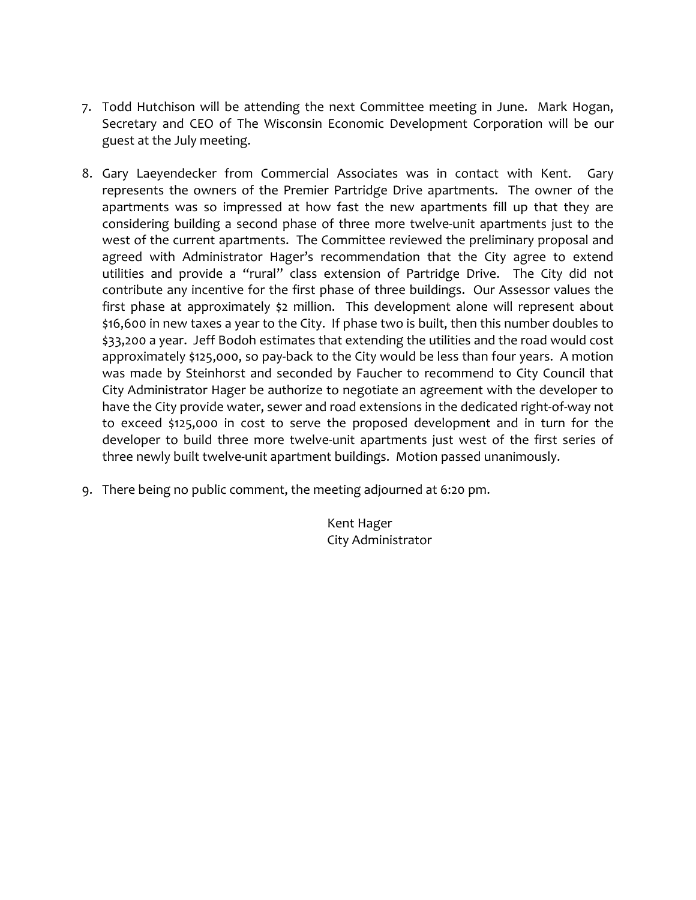7. Todd Hutchison will be attending the next Committee meeting in June. Mark Hogan, Secretary and CEO of The Wisconsin Economic Development Corporation will be our guest at the July meeting.

8. Gary Laeyendecker from Commercial Associates was in contact with Kent. Gary represents the owners of the Premier Partridge Drive apartments. The owner of the apartments was so impressed at how fast the new apartments fill up that they are considering building a second phase of three more twelve-unit apartments just to the west of the current apartments. The Committee reviewed the preliminary proposal and agreed with Administrator Hager's recommendation that the City agree to extend utilities and provide a "rural" class extension of Partridge Drive. The City did not contribute any incentive for the first phase of three buildings. Our Assessor values the first phase at approximately $2 million. This development alone will represent about $16,600 in new taxes a year to the City. If phase two is built, then this number doubles to $33,200 a year. Jeff Bodoh estimates that extending the utilities and the road would cost approximately $125,000, so pay-back to the City would be less than four years. A motion was made by Steinhorst and seconded by Faucher to recommend to City Council that City Administrator Hager be authorize to negotiate an agreement with the developer to have the City provide water, sewer and road extensions in the dedicated right-of-way not to exceed $125,000 in cost to serve the proposed development and in turn for the developer to build three more twelve-unit apartments just west of the first series of three newly built twelve-unit apartment buildings. Motion passed unanimously.

9. There being no public comment, the meeting adjourned at 6:20 pm.

Kent Hager
City Administrator